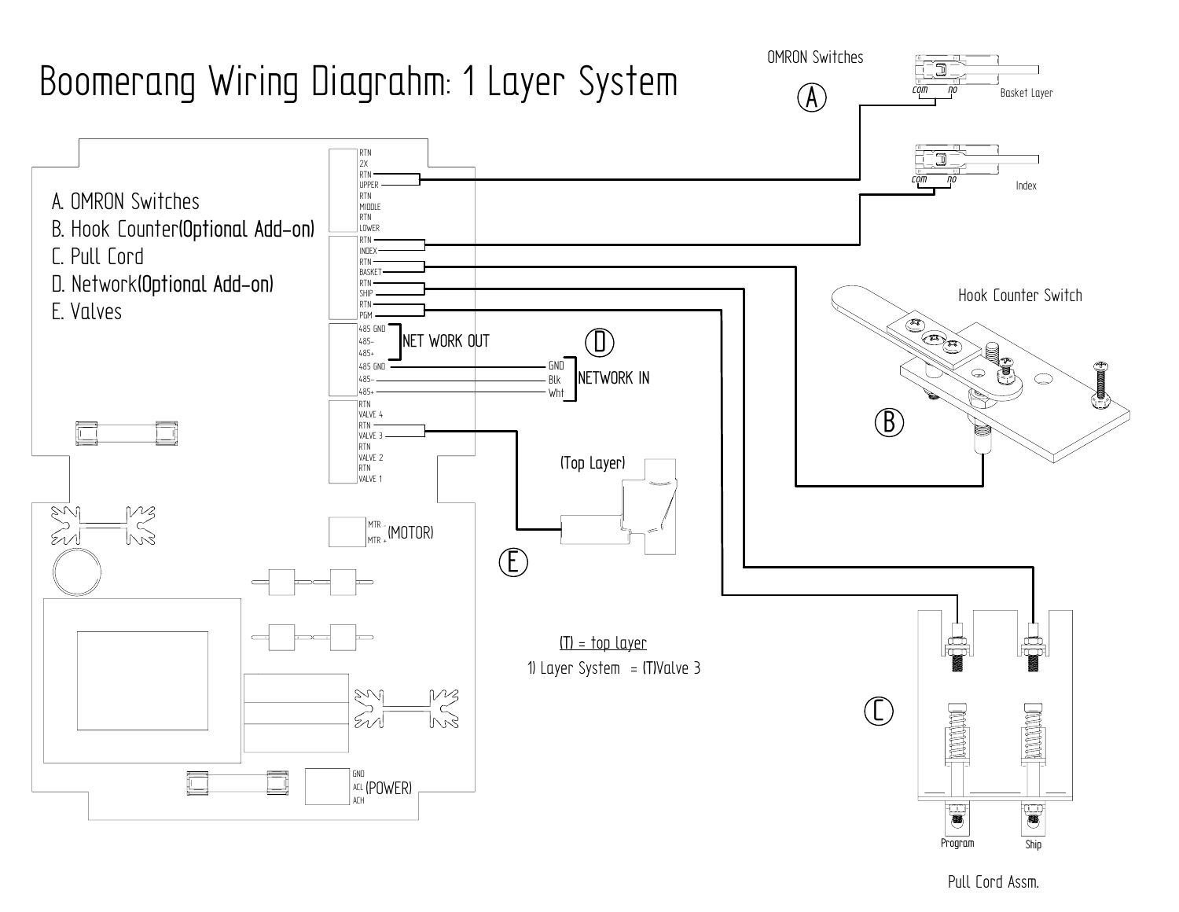# Boomerang Wiring Diagrahm: 1 Layer System

A. OMRON Switches
B. Hook Counter(Optional Add-on)
C. Pull Cord
D. Network(Optional Add-on)
E. Valves

OMRON Switches

Ⓐ

com no Basket Layer

com no Index

RTN
2X
RTN
UPPER
RTN
MIDDLE
RTN
LOWER
RTN
INDEX
RTN
BASKET
RTN
SHIP
RTN
PGM
485 GND
485-
485+
NET WORK OUT
485 GND
485-
485+

Ⓓ

GND
Blk
Wht
NETWORK IN

RTN
VALVE 4
RTN
VALVE 3
RTN
VALVE 2
RTN
VALVE 1

Hook Counter Switch

Ⓑ

(Top Layer)

Ⓔ

MTR -
MTR +
(MOTOR)

GND
ACL
ACH
(POWER)

(T) = top layer

1) Layer System = (T)Valve 3

Ⓒ

Program
Ship

Pull Cord Assm.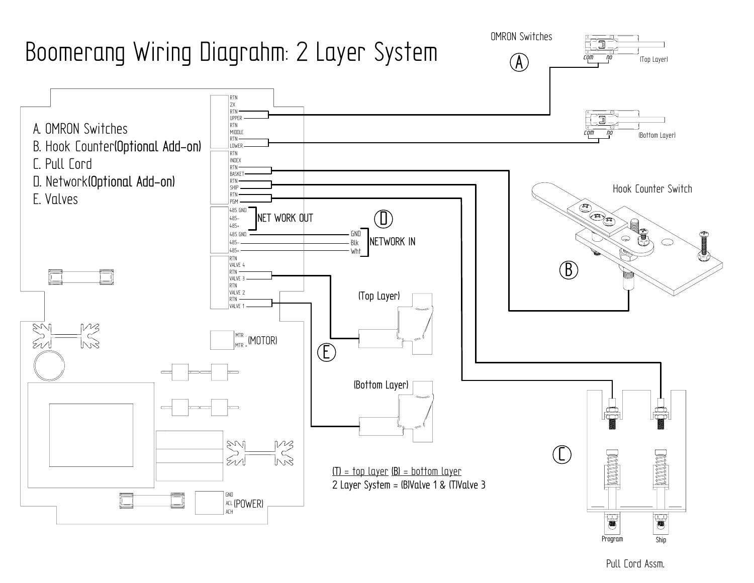# Boomerang Wiring Diagrahm: 2 Layer System

A. OMRON Switches
B. Hook Counter(Optional Add-on)
C. Pull Cord
D. Network(Optional Add-on)
E. Valves

RTN
2X
RTN
UPPER
RTN
MIDDLE
RTN
LOWER

RTN
INDEX
RTN
BASKET
RTN
SHIP
RTN
PGM

485 GND
485-
485+
NET WORK OUT

485 GND
485-
485+

GND
Blk
Wht
NETWORK IN

RTN
VALVE 4
RTN
VALVE 3
RTN
VALVE 2
RTN
VALVE 1

MTR -
MTR +
(MOTOR)

GND
ACL
ACH
(POWER)

OMRON Switches
A
com no (Top Layer)
com no (Bottom Layer)

Hook Counter Switch
B

D

(Top Layer)
E
(Bottom Layer)

(T) = top layer (B) = bottom layer
2 Layer System = (B)Valve 1 & (T)Valve 3

C
Program
Ship
Pull Cord Assm.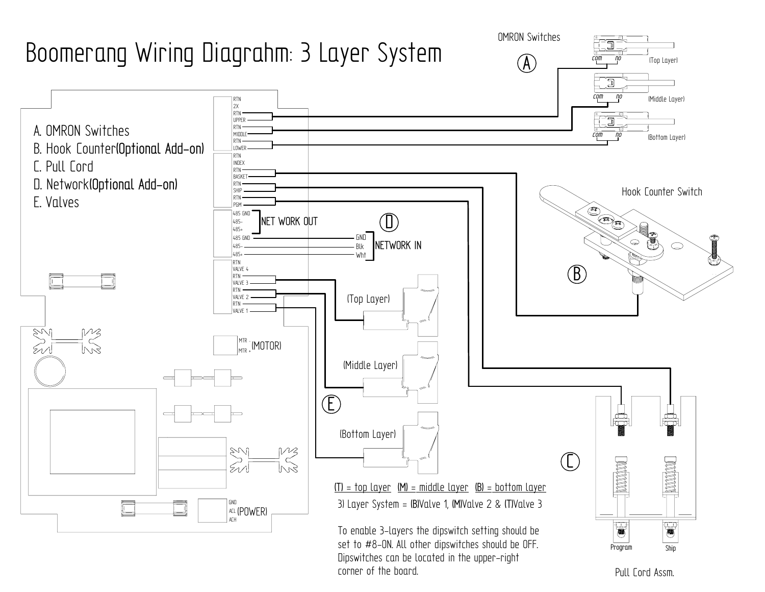# Boomerang Wiring Diagrahm: 3 Layer System

OMRON Switches

A

com no (Top Layer)

com no (Middle Layer)

com no (Bottom Layer)

A. OMRON Switches
B. Hook Counter(**Optional Add-on**)
C. Pull Cord
D. Network(**Optional Add-on**)
E. Valves

RTN
2X
RTN
UPPER
RTN
MIDDLE
RTN
LOWER
RTN
INDEX
RTN
BASKET
RTN
SHIP
RTN
PGM
485 GND
485-
485+
NET WORK OUT
485 GND
485-
485+
RTN
VALVE 4
RTN
VALVE 3
RTN
VALVE 2
RTN
VALVE 1

D

GND
Blk
Wht
NETWORK IN

Hook Counter Switch

B

(Top Layer)

(Middle Layer)

(Bottom Layer)

E

MTR -
MTR +
(MOTOR)

GND
ACL
ACH
(POWER)

C

Program
Ship

Pull Cord Assm.

(T) = top layer (M) = middle layer (B) = bottom layer

3) Layer System = (B)Valve 1, (M)Valve 2 & (T)Valve 3

To enable 3-layers the dipswitch setting should be set to #8-ON. All other dipswitches should be OFF. Dipswitches can be located in the upper-right corner of the board.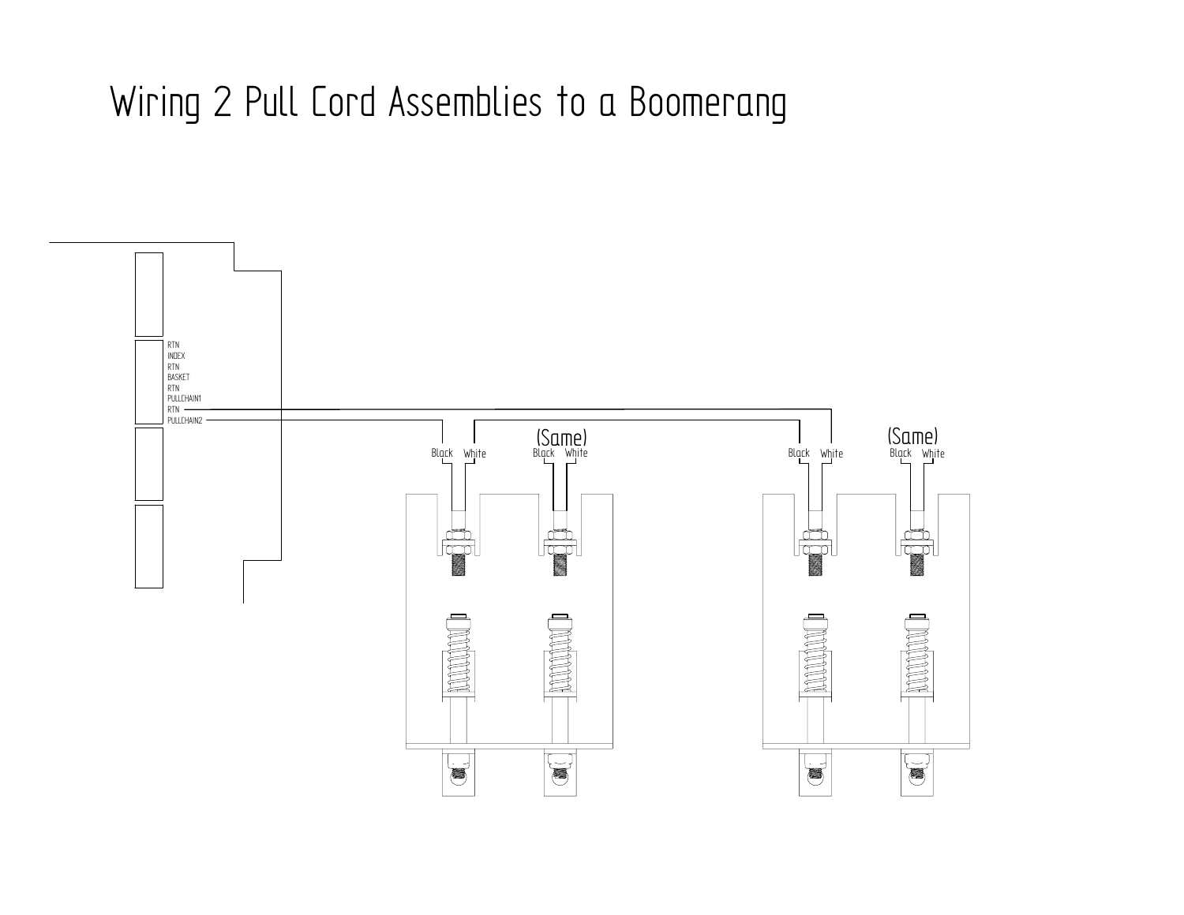# Wiring 2 Pull Cord Assemblies to a Boomerang

RTN
INDEX
RTN
BASKET
RTN
PULLCHAIN1
RTN
PULLCHAIN2

Black White

(Same)
Black White

Black White

(Same)
Black White